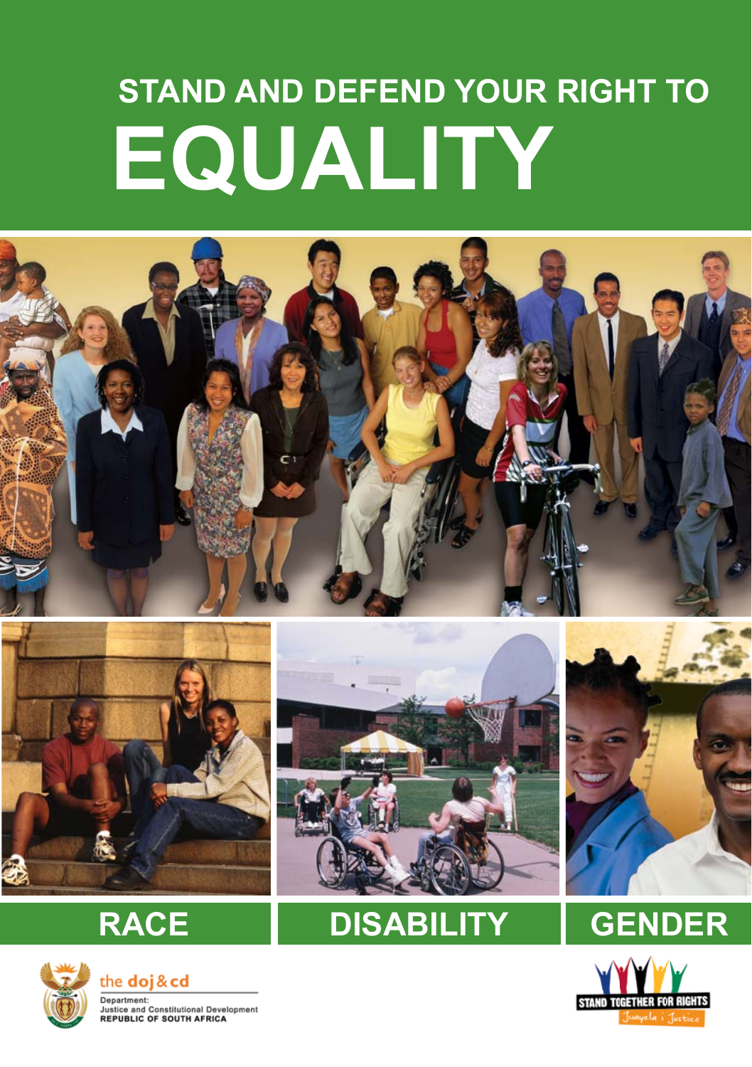# STAND AND DEFEND YOUR RIGHT TO EQUALITY

RACE

DISABILITY

GENDER

the doj&cd

Department:
Justice and Constitutional Development
REPUBLIC OF SOUTH AFRICA

STAND TOGETHER FOR RIGHTS

Juyela i Justice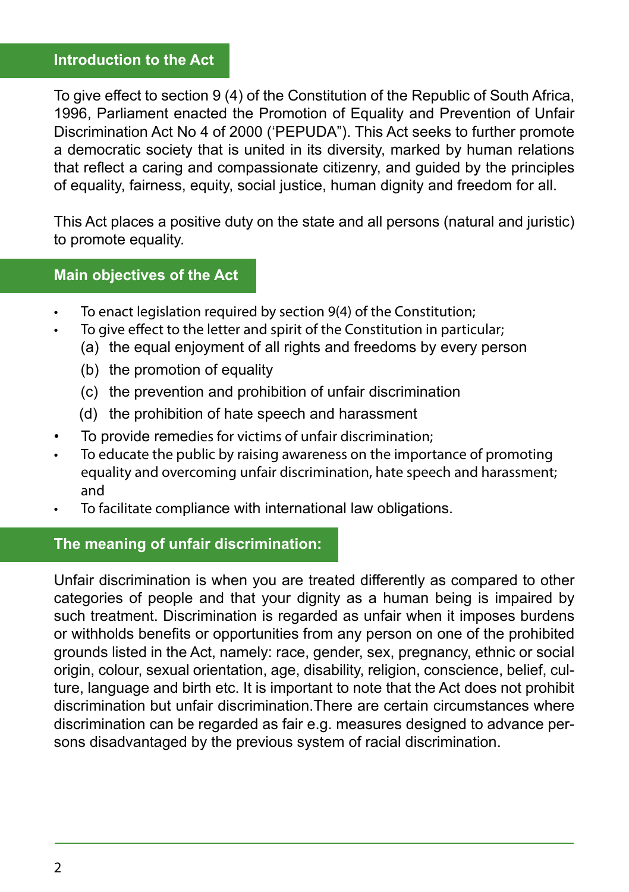## Introduction to the Act

To give effect to section 9 (4) of the Constitution of the Republic of South Africa, 1996, Parliament enacted the Promotion of Equality and Prevention of Unfair Discrimination Act No 4 of 2000 ('PEPUDA"). This Act seeks to further promote a democratic society that is united in its diversity, marked by human relations that reflect a caring and compassionate citizenry, and guided by the principles of equality, fairness, equity, social justice, human dignity and freedom for all.

This Act places a positive duty on the state and all persons (natural and juristic) to promote equality.

## Main objectives of the Act

- To enact legislation required by section 9(4) of the Constitution;
- To give effect to the letter and spirit of the Constitution in particular;
  - (a) the equal enjoyment of all rights and freedoms by every person
  - (b) the promotion of equality
  - (c) the prevention and prohibition of unfair discrimination
  - (d) the prohibition of hate speech and harassment
- To provide remedies for victims of unfair discrimination;
- To educate the public by raising awareness on the importance of promoting equality and overcoming unfair discrimination, hate speech and harassment; and
- To facilitate compliance with international law obligations.

## The meaning of unfair discrimination:

Unfair discrimination is when you are treated differently as compared to other categories of people and that your dignity as a human being is impaired by such treatment. Discrimination is regarded as unfair when it imposes burdens or withholds benefits or opportunities from any person on one of the prohibited grounds listed in the Act, namely: race, gender, sex, pregnancy, ethnic or social origin, colour, sexual orientation, age, disability, religion, conscience, belief, culture, language and birth etc. It is important to note that the Act does not prohibit discrimination but unfair discrimination.There are certain circumstances where discrimination can be regarded as fair e.g. measures designed to advance persons disadvantaged by the previous system of racial discrimination.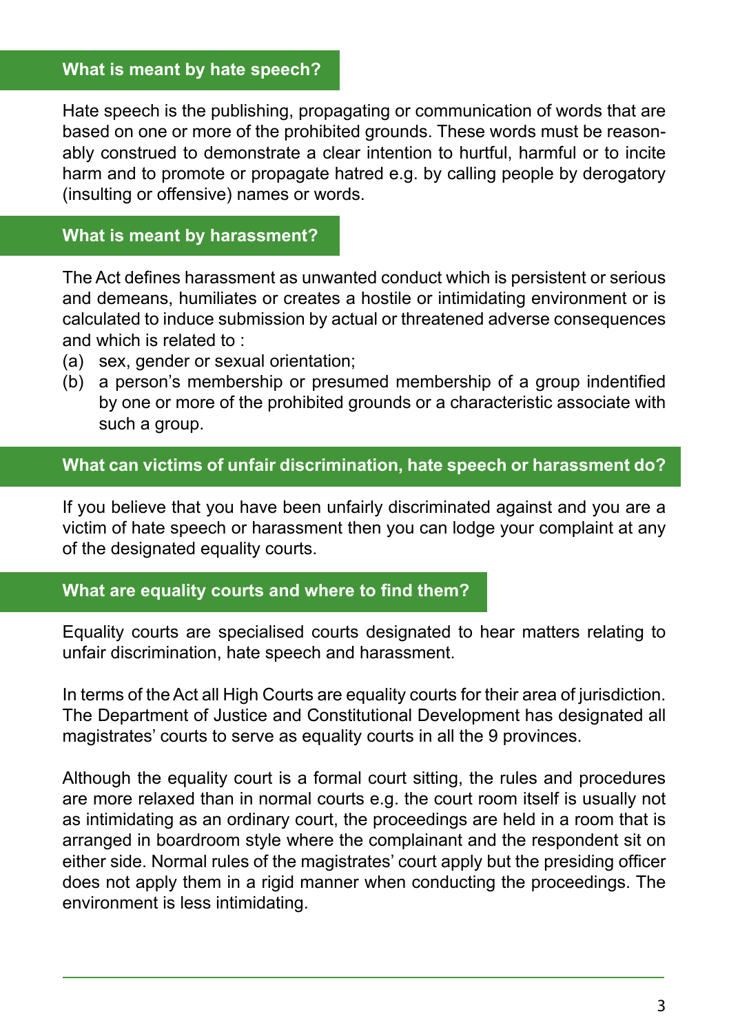## What is meant by hate speech?

Hate speech is the publishing, propagating or communication of words that are based on one or more of the prohibited grounds. These words must be reasonably construed to demonstrate a clear intention to hurtful, harmful or to incite harm and to promote or propagate hatred e.g. by calling people by derogatory (insulting or offensive) names or words.

## What is meant by harassment?

The Act defines harassment as unwanted conduct which is persistent or serious and demeans, humiliates or creates a hostile or intimidating environment or is calculated to induce submission by actual or threatened adverse consequences and which is related to :

(a) sex, gender or sexual orientation;

(b) a person's membership or presumed membership of a group indentified by one or more of the prohibited grounds or a characteristic associate with such a group.

## What can victims of unfair discrimination, hate speech or harassment do?

If you believe that you have been unfairly discriminated against and you are a victim of hate speech or harassment then you can lodge your complaint at any of the designated equality courts.

## What are equality courts and where to find them?

Equality courts are specialised courts designated to hear matters relating to unfair discrimination, hate speech and harassment.

In terms of the Act all High Courts are equality courts for their area of jurisdiction. The Department of Justice and Constitutional Development has designated all magistrates' courts to serve as equality courts in all the 9 provinces.

Although the equality court is a formal court sitting, the rules and procedures are more relaxed than in normal courts e.g. the court room itself is usually not as intimidating as an ordinary court, the proceedings are held in a room that is arranged in boardroom style where the complainant and the respondent sit on either side. Normal rules of the magistrates' court apply but the presiding officer does not apply them in a rigid manner when conducting the proceedings. The environment is less intimidating.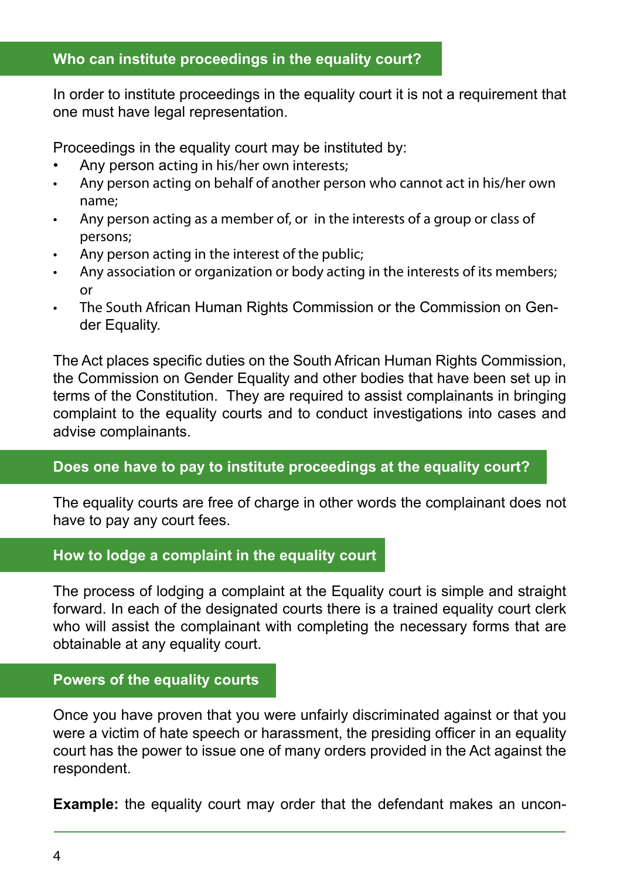## Who can institute proceedings in the equality court?

In order to institute proceedings in the equality court it is not a requirement that one must have legal representation.

Proceedings in the equality court may be instituted by:

- Any person acting in his/her own interests;
- Any person acting on behalf of another person who cannot act in his/her own name;
- Any person acting as a member of, or in the interests of a group or class of persons;
- Any person acting in the interest of the public;
- Any association or organization or body acting in the interests of its members; or
- The South African Human Rights Commission or the Commission on Gender Equality.

The Act places specific duties on the South African Human Rights Commission, the Commission on Gender Equality and other bodies that have been set up in terms of the Constitution. They are required to assist complainants in bringing complaint to the equality courts and to conduct investigations into cases and advise complainants.

## Does one have to pay to institute proceedings at the equality court?

The equality courts are free of charge in other words the complainant does not have to pay any court fees.

## How to lodge a complaint in the equality court

The process of lodging a complaint at the Equality court is simple and straight forward. In each of the designated courts there is a trained equality court clerk who will assist the complainant with completing the necessary forms that are obtainable at any equality court.

## Powers of the equality courts

Once you have proven that you were unfairly discriminated against or that you were a victim of hate speech or harassment, the presiding officer in an equality court has the power to issue one of many orders provided in the Act against the respondent.

**Example:** the equality court may order that the defendant makes an uncon-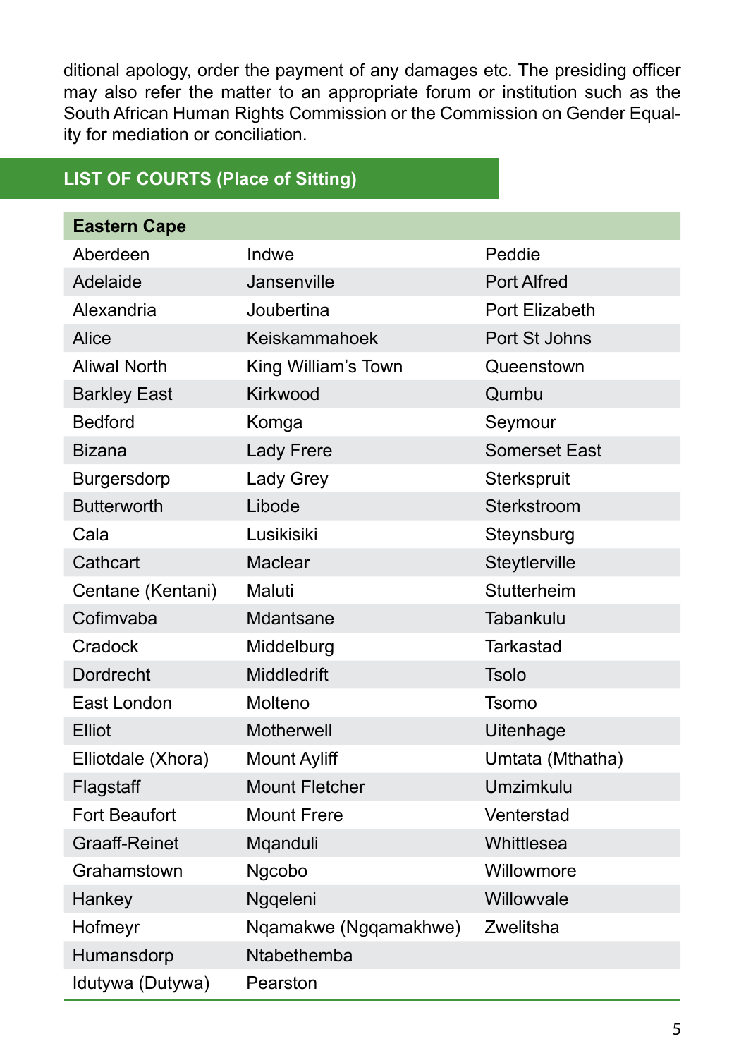ditional apology, order the payment of any damages etc. The presiding officer may also refer the matter to an appropriate forum or institution such as the South African Human Rights Commission or the Commission on Gender Equality for mediation or conciliation.

## LIST OF COURTS (Place of Sitting)

| **Eastern Cape** | | |
|---|---|---|
| Aberdeen | Indwe | Peddie |
| Adelaide | Jansenville | Port Alfred |
| Alexandria | Joubertina | Port Elizabeth |
| Alice | Keiskammahoek | Port St Johns |
| Aliwal North | King William's Town | Queenstown |
| Barkley East | Kirkwood | Qumbu |
| Bedford | Komga | Seymour |
| Bizana | Lady Frere | Somerset East |
| Burgersdorp | Lady Grey | Sterkspruit |
| Butterworth | Libode | Sterkstroom |
| Cala | Lusikisiki | Steynsburg |
| Cathcart | Maclear | Steytlerville |
| Centane (Kentani) | Maluti | Stutterheim |
| Cofimvaba | Mdantsane | Tabankulu |
| Cradock | Middelburg | Tarkastad |
| Dordrecht | Middledrift | Tsolo |
| East London | Molteno | Tsomo |
| Elliot | Motherwell | Uitenhage |
| Elliotdale (Xhora) | Mount Ayliff | Umtata (Mthatha) |
| Flagstaff | Mount Fletcher | Umzimkulu |
| Fort Beaufort | Mount Frere | Venterstad |
| Graaff-Reinet | Mqanduli | Whittlesea |
| Grahamstown | Ngcobo | Willowmore |
| Hankey | Ngqeleni | Willowvale |
| Hofmeyr | Nqamakwe (Ngqamakhwe) | Zwelitsha |
| Humansdorp | Ntabethemba | |
| Idutywa (Dutywa) | Pearston | |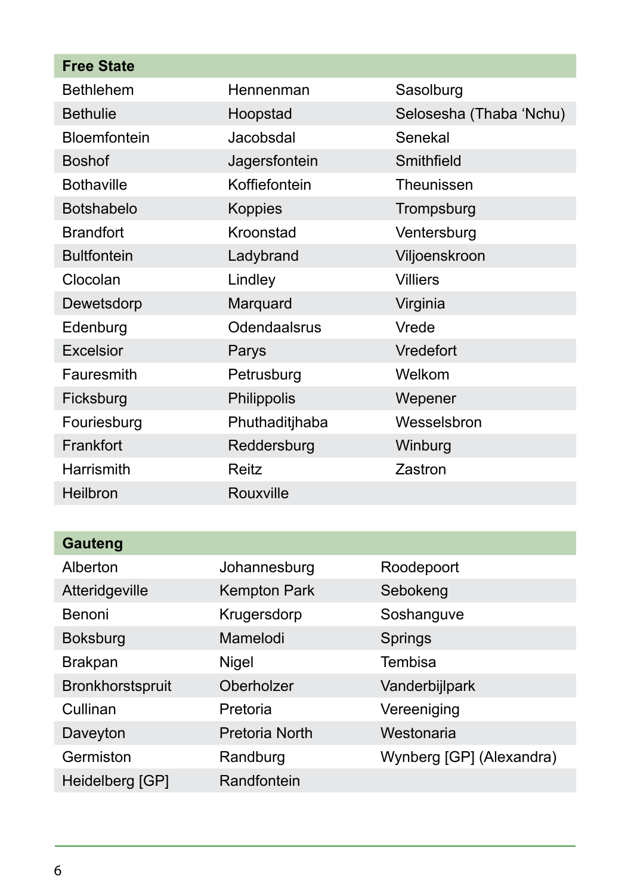| Free State | | |
|---|---|---|
| Bethlehem | Hennenman | Sasolburg |
| Bethulie | Hoopstad | Selosesha (Thaba 'Nchu) |
| Bloemfontein | Jacobsdal | Senekal |
| Boshof | Jagersfontein | Smithfield |
| Bothaville | Koffiefontein | Theunissen |
| Botshabelo | Koppies | Trompsburg |
| Brandfort | Kroonstad | Ventersburg |
| Bultfontein | Ladybrand | Viljoenskroon |
| Clocolan | Lindley | Villiers |
| Dewetsdorp | Marquard | Virginia |
| Edenburg | Odendaalsrus | Vrede |
| Excelsior | Parys | Vredefort |
| Fauresmith | Petrusburg | Welkom |
| Ficksburg | Philippolis | Wepener |
| Fouriesburg | Phuthaditjhaba | Wesselsbron |
| Frankfort | Reddersburg | Winburg |
| Harrismith | Reitz | Zastron |
| Heilbron | Rouxville | |

| Gauteng | | |
|---|---|---|
| Alberton | Johannesburg | Roodepoort |
| Atteridgeville | Kempton Park | Sebokeng |
| Benoni | Krugersdorp | Soshanguve |
| Boksburg | Mamelodi | Springs |
| Brakpan | Nigel | Tembisa |
| Bronkhorstspruit | Oberholzer | Vanderbijlpark |
| Cullinan | Pretoria | Vereeniging |
| Daveyton | Pretoria North | Westonaria |
| Germiston | Randburg | Wynberg [GP] (Alexandra) |
| Heidelberg [GP] | Randfontein | |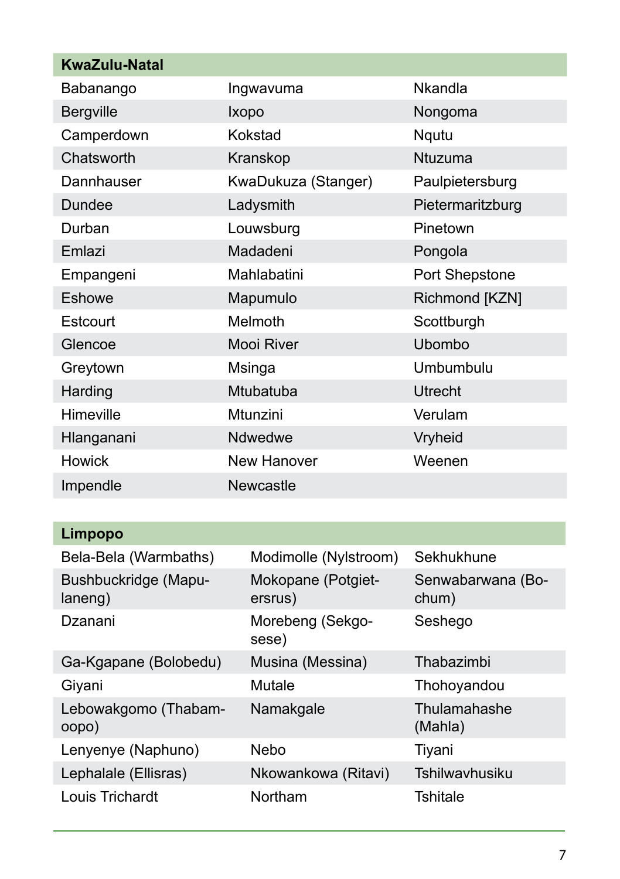| KwaZulu-Natal | | |
|---|---|---|
| Babanango | Ingwavuma | Nkandla |
| Bergville | Ixopo | Nongoma |
| Camperdown | Kokstad | Nqutu |
| Chatsworth | Kranskop | Ntuzuma |
| Dannhauser | KwaDukuza (Stanger) | Paulpietersburg |
| Dundee | Ladysmith | Pietermaritzburg |
| Durban | Louwsburg | Pinetown |
| Emlazi | Madadeni | Pongola |
| Empangeni | Mahlabatini | Port Shepstone |
| Eshowe | Mapumulo | Richmond [KZN] |
| Estcourt | Melmoth | Scottburgh |
| Glencoe | Mooi River | Ubombo |
| Greytown | Msinga | Umbumbulu |
| Harding | Mtubatuba | Utrecht |
| Himeville | Mtunzini | Verulam |
| Hlanganani | Ndwedwe | Vryheid |
| Howick | New Hanover | Weenen |
| Impendle | Newcastle | |

| Limpopo | | |
|---|---|---|
| Bela-Bela (Warmbaths) | Modimolle (Nylstroom) | Sekhukhune |
| Bushbuckridge (Mapulaneng) | Mokopane (Potgietersrus) | Senwabarwana (Bochum) |
| Dzanani | Morebeng (Sekgosese) | Seshego |
| Ga-Kgapane (Bolobedu) | Musina (Messina) | Thabazimbi |
| Giyani | Mutale | Thohoyandou |
| Lebowakgomo (Thabamoopo) | Namakgale | Thulamahashe (Mahla) |
| Lenyenye (Naphuno) | Nebo | Tiyani |
| Lephalale (Ellisras) | Nkowankowa (Ritavi) | Tshilwavhusiku |
| Louis Trichardt | Northam | Tshitale |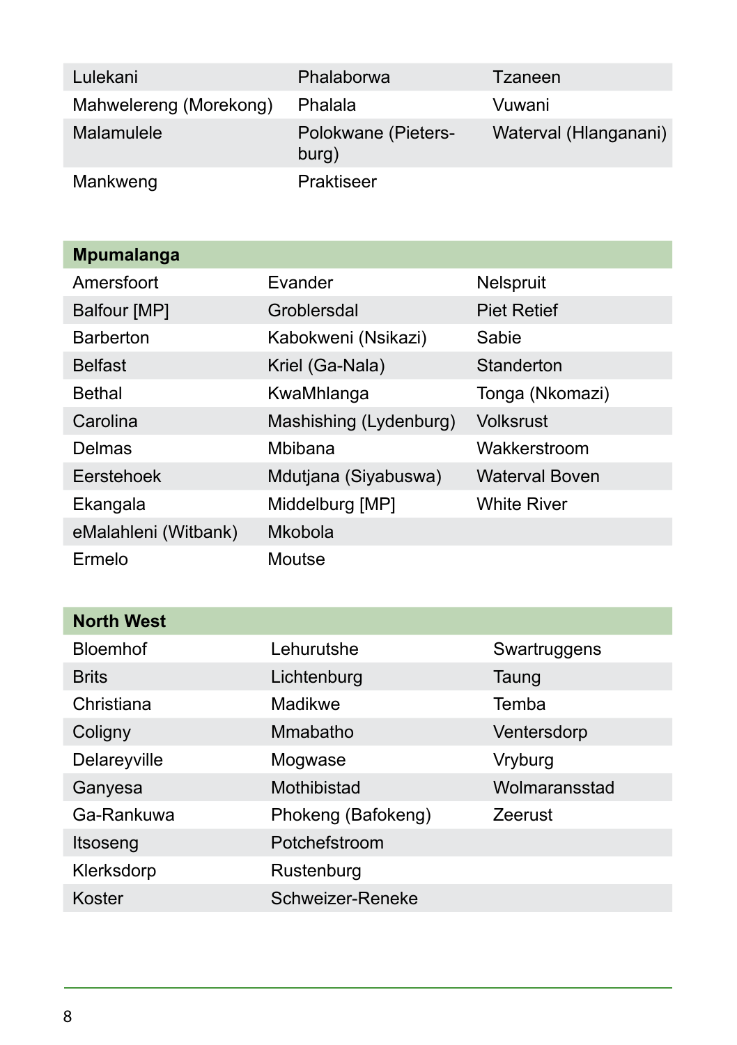| | | |
|---|---|---|
| Lulekani | Phalaborwa | Tzaneen |
| Mahwelereng (Morekong) | Phalala | Vuwani |
| Malamulele | Polokwane (Pietersburg) | Waterval (Hlanganani) |
| Mankweng | Praktiseer | |

| **Mpumalanga** | | |
|---|---|---|
| Amersfoort | Evander | Nelspruit |
| Balfour [MP] | Groblersdal | Piet Retief |
| Barberton | Kabokweni (Nsikazi) | Sabie |
| Belfast | Kriel (Ga-Nala) | Standerton |
| Bethal | KwaMhlanga | Tonga (Nkomazi) |
| Carolina | Mashishing (Lydenburg) | Volksrust |
| Delmas | Mbibana | Wakkerstroom |
| Eerstehoek | Mdutjana (Siyabuswa) | Waterval Boven |
| Ekangala | Middelburg [MP] | White River |
| eMalahleni (Witbank) | Mkobola | |
| Ermelo | Moutse | |

| **North West** | | |
|---|---|---|
| Bloemhof | Lehurutshe | Swartruggens |
| Brits | Lichtenburg | Taung |
| Christiana | Madikwe | Temba |
| Coligny | Mmabatho | Ventersdorp |
| Delareyville | Mogwase | Vryburg |
| Ganyesa | Mothibistad | Wolmaransstad |
| Ga-Rankuwa | Phokeng (Bafokeng) | Zeerust |
| Itsoseng | Potchefstroom | |
| Klerksdorp | Rustenburg | |
| Koster | Schweizer-Reneke | |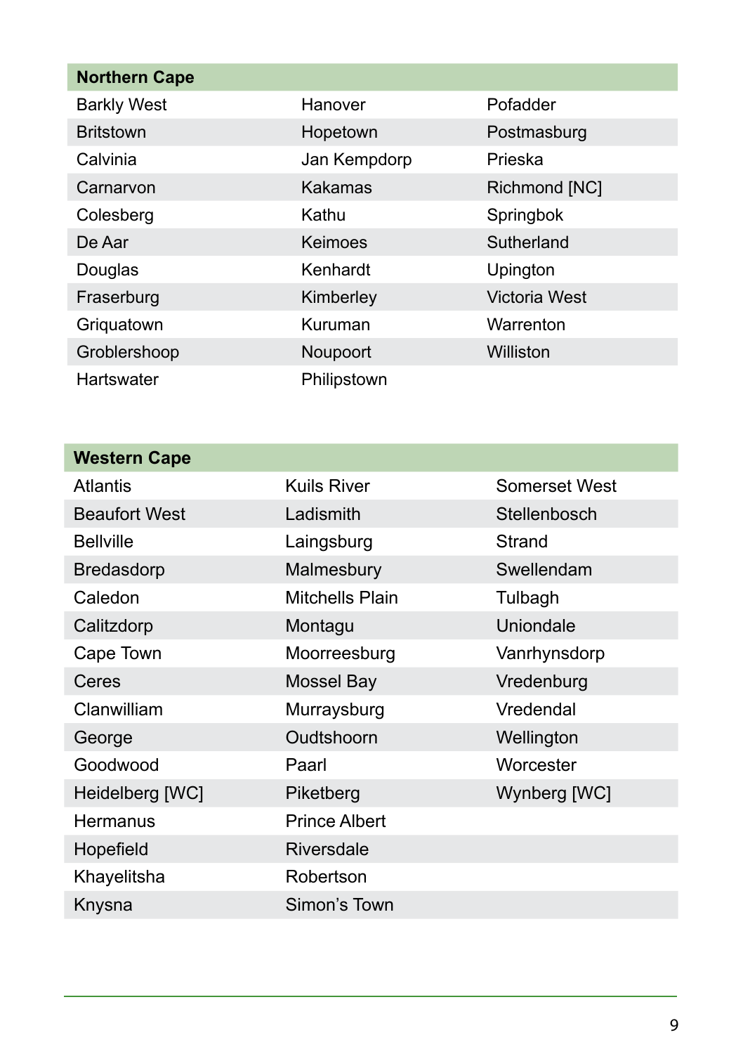| Northern Cape | | |
|---|---|---|
| Barkly West | Hanover | Pofadder |
| Britstown | Hopetown | Postmasburg |
| Calvinia | Jan Kempdorp | Prieska |
| Carnarvon | Kakamas | Richmond [NC] |
| Colesberg | Kathu | Springbok |
| De Aar | Keimoes | Sutherland |
| Douglas | Kenhardt | Upington |
| Fraserburg | Kimberley | Victoria West |
| Griquatown | Kuruman | Warrenton |
| Groblershoop | Noupoort | Williston |
| Hartswater | Philipstown | |

| Western Cape | | |
|---|---|---|
| Atlantis | Kuils River | Somerset West |
| Beaufort West | Ladismith | Stellenbosch |
| Bellville | Laingsburg | Strand |
| Bredasdorp | Malmesbury | Swellendam |
| Caledon | Mitchells Plain | Tulbagh |
| Calitzdorp | Montagu | Uniondale |
| Cape Town | Moorreesburg | Vanrhynsdorp |
| Ceres | Mossel Bay | Vredenburg |
| Clanwilliam | Murraysburg | Vredendal |
| George | Oudtshoorn | Wellington |
| Goodwood | Paarl | Worcester |
| Heidelberg [WC] | Piketberg | Wynberg [WC] |
| Hermanus | Prince Albert | |
| Hopefield | Riversdale | |
| Khayelitsha | Robertson | |
| Knysna | Simon's Town | |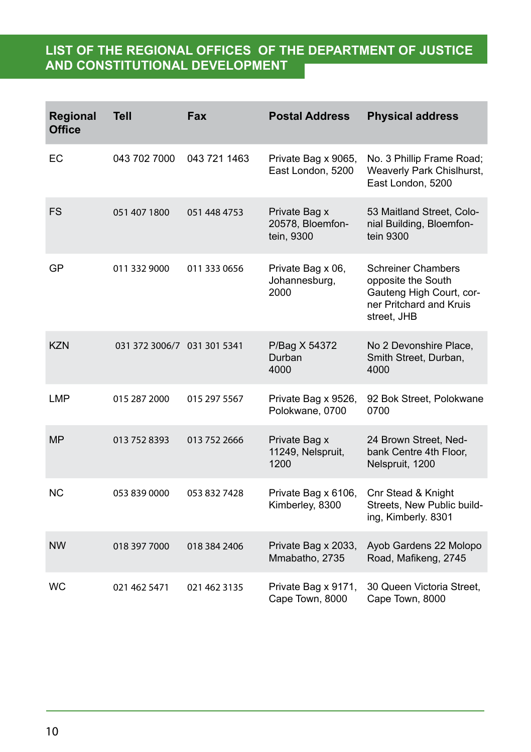## LIST OF THE REGIONAL OFFICES OF THE DEPARTMENT OF JUSTICE AND CONSTITUTIONAL DEVELOPMENT

| Regional Office | Tell | Fax | Postal Address | Physical address |
|---|---|---|---|---|
| EC | 043 702 7000 | 043 721 1463 | Private Bag x 9065, East London, 5200 | No. 3 Phillip Frame Road; Weaverly Park Chislhurst, East London, 5200 |
| FS | 051 407 1800 | 051 448 4753 | Private Bag x 20578, Bloemfontein, 9300 | 53 Maitland Street, Colonial Building, Bloemfontein 9300 |
| GP | 011 332 9000 | 011 333 0656 | Private Bag x 06, Johannesburg, 2000 | Schreiner Chambers opposite the South Gauteng High Court, corner Pritchard and Kruis street, JHB |
| KZN | 031 372 3006/7 | 031 301 5341 | P/Bag X 54372 Durban 4000 | No 2 Devonshire Place, Smith Street, Durban, 4000 |
| LMP | 015 287 2000 | 015 297 5567 | Private Bag x 9526, Polokwane, 0700 | 92 Bok Street, Polokwane 0700 |
| MP | 013 752 8393 | 013 752 2666 | Private Bag x 11249, Nelspruit, 1200 | 24 Brown Street, Nedbank Centre 4th Floor, Nelspruit, 1200 |
| NC | 053 839 0000 | 053 832 7428 | Private Bag x 6106, Kimberley, 8300 | Cnr Stead & Knight Streets, New Public building, Kimberly. 8301 |
| NW | 018 397 7000 | 018 384 2406 | Private Bag x 2033, Mmabatho, 2735 | Ayob Gardens 22 Molopo Road, Mafikeng, 2745 |
| WC | 021 462 5471 | 021 462 3135 | Private Bag x 9171, Cape Town, 8000 | 30 Queen Victoria Street, Cape Town, 8000 |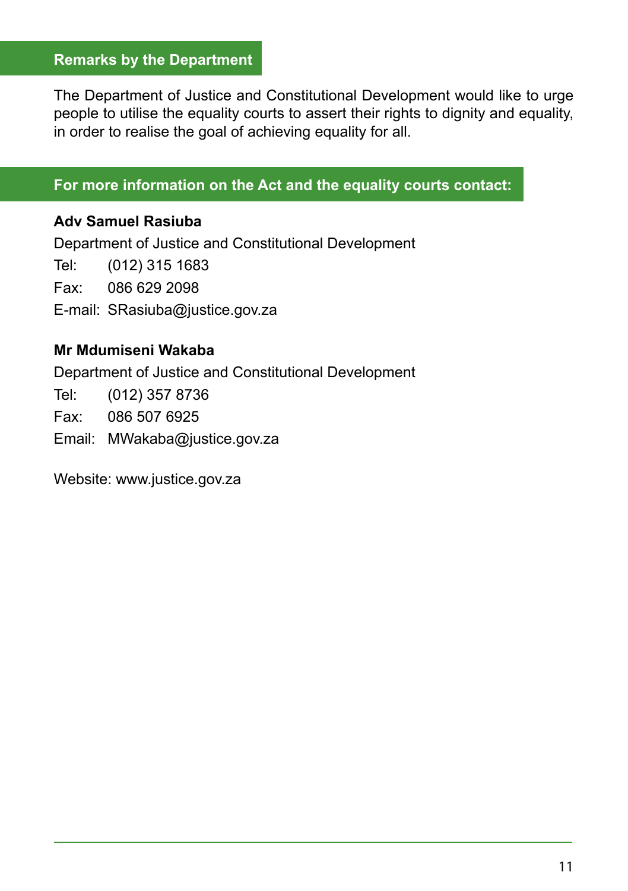## Remarks by the Department

The Department of Justice and Constitutional Development would like to urge people to utilise the equality courts to assert their rights to dignity and equality, in order to realise the goal of achieving equality for all.

## For more information on the Act and the equality courts contact:

**Adv Samuel Rasiuba**

Department of Justice and Constitutional Development

Tel: (012) 315 1683

Fax: 086 629 2098

E-mail: SRasiuba@justice.gov.za

**Mr Mdumiseni Wakaba**

Department of Justice and Constitutional Development

Tel: (012) 357 8736

Fax: 086 507 6925

Email: MWakaba@justice.gov.za

Website: www.justice.gov.za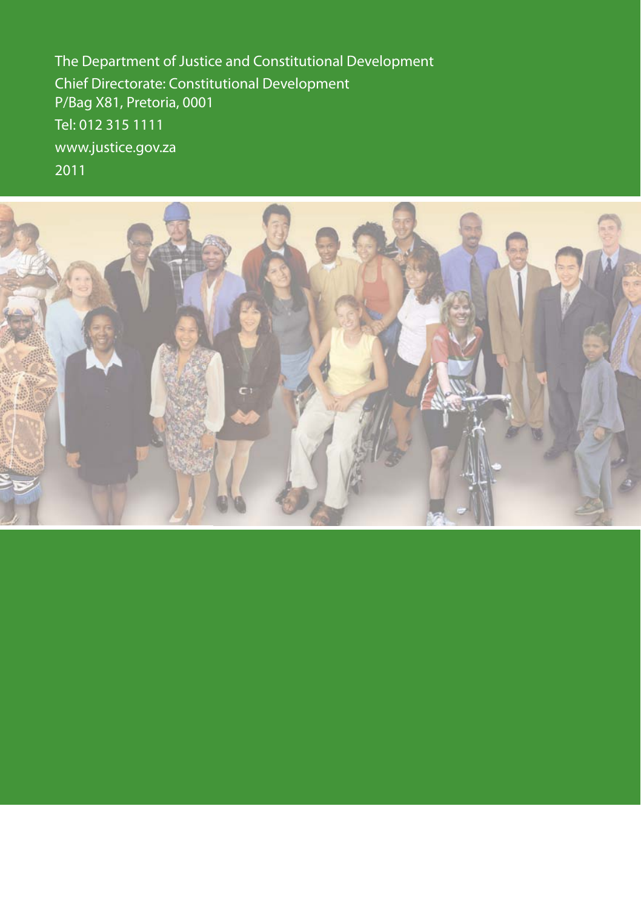The Department of Justice and Constitutional Development
Chief Directorate: Constitutional Development
P/Bag X81, Pretoria, 0001
Tel: 012 315 1111
www.justice.gov.za
2011